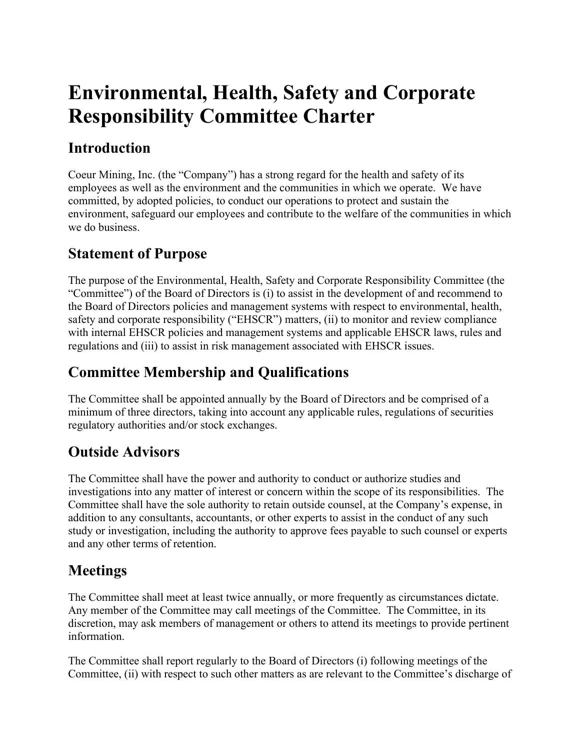# Environmental, Health, Safety and Corporate Responsibility Committee Charter

## Introduction

Coeur Mining, Inc. (the "Company") has a strong regard for the health and safety of its employees as well as the environment and the communities in which we operate. We have committed, by adopted policies, to conduct our operations to protect and sustain the environment, safeguard our employees and contribute to the welfare of the communities in which we do business.

## Statement of Purpose

The purpose of the Environmental, Health, Safety and Corporate Responsibility Committee (the "Committee") of the Board of Directors is (i) to assist in the development of and recommend to the Board of Directors policies and management systems with respect to environmental, health, safety and corporate responsibility ("EHSCR") matters, (ii) to monitor and review compliance with internal EHSCR policies and management systems and applicable EHSCR laws, rules and regulations and (iii) to assist in risk management associated with EHSCR issues.

## Committee Membership and Qualifications

The Committee shall be appointed annually by the Board of Directors and be comprised of a minimum of three directors, taking into account any applicable rules, regulations of securities regulatory authorities and/or stock exchanges.

## Outside Advisors

The Committee shall have the power and authority to conduct or authorize studies and investigations into any matter of interest or concern within the scope of its responsibilities. The Committee shall have the sole authority to retain outside counsel, at the Company's expense, in addition to any consultants, accountants, or other experts to assist in the conduct of any such study or investigation, including the authority to approve fees payable to such counsel or experts and any other terms of retention.

## Meetings

The Committee shall meet at least twice annually, or more frequently as circumstances dictate. Any member of the Committee may call meetings of the Committee. The Committee, in its discretion, may ask members of management or others to attend its meetings to provide pertinent information.

The Committee shall report regularly to the Board of Directors (i) following meetings of the Committee, (ii) with respect to such other matters as are relevant to the Committee's discharge of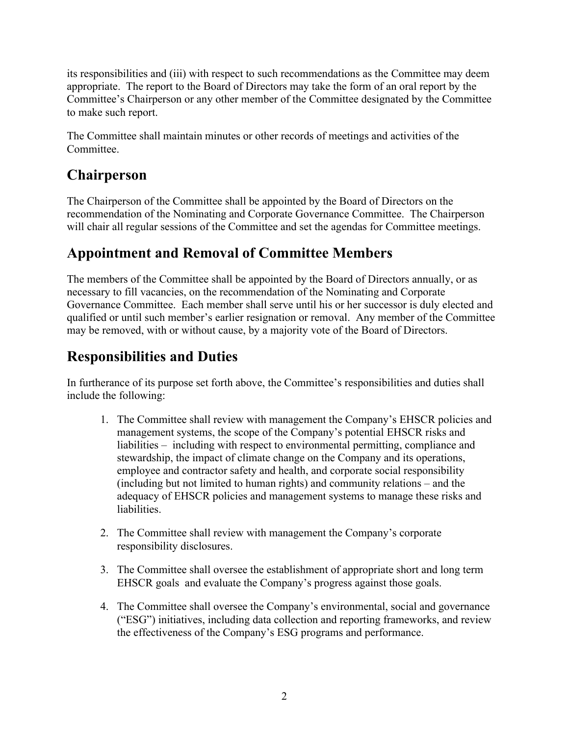its responsibilities and (iii) with respect to such recommendations as the Committee may deem appropriate. The report to the Board of Directors may take the form of an oral report by the Committee's Chairperson or any other member of the Committee designated by the Committee to make such report.

The Committee shall maintain minutes or other records of meetings and activities of the Committee.

## Chairperson

The Chairperson of the Committee shall be appointed by the Board of Directors on the recommendation of the Nominating and Corporate Governance Committee. The Chairperson will chair all regular sessions of the Committee and set the agendas for Committee meetings.

## Appointment and Removal of Committee Members

The members of the Committee shall be appointed by the Board of Directors annually, or as necessary to fill vacancies, on the recommendation of the Nominating and Corporate Governance Committee. Each member shall serve until his or her successor is duly elected and qualified or until such member's earlier resignation or removal. Any member of the Committee may be removed, with or without cause, by a majority vote of the Board of Directors.

## Responsibilities and Duties

In furtherance of its purpose set forth above, the Committee's responsibilities and duties shall include the following:

1. The Committee shall review with management the Company's EHSCR policies and management systems, the scope of the Company's potential EHSCR risks and liabilities – including with respect to environmental permitting, compliance and stewardship, the impact of climate change on the Company and its operations, employee and contractor safety and health, and corporate social responsibility (including but not limited to human rights) and community relations – and the adequacy of EHSCR policies and management systems to manage these risks and liabilities.

2. The Committee shall review with management the Company's corporate responsibility disclosures.

3. The Committee shall oversee the establishment of appropriate short and long term EHSCR goals and evaluate the Company's progress against those goals.

4. The Committee shall oversee the Company's environmental, social and governance ("ESG") initiatives, including data collection and reporting frameworks, and review the effectiveness of the Company's ESG programs and performance.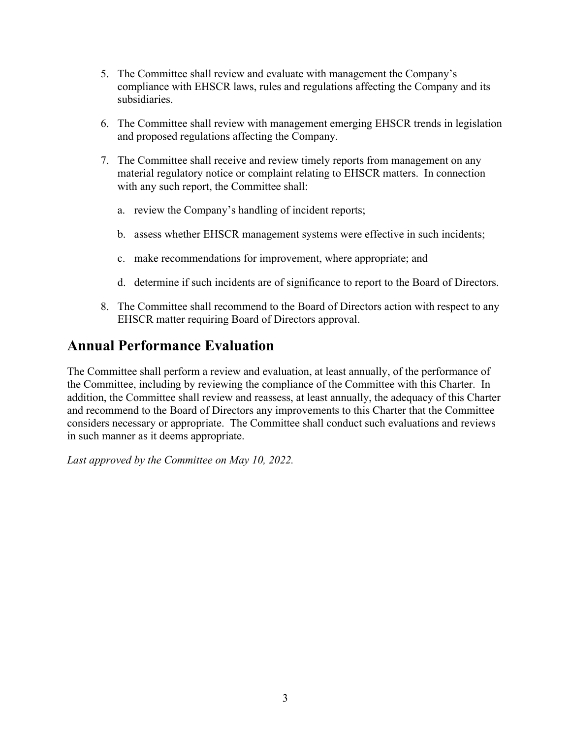5. The Committee shall review and evaluate with management the Company's compliance with EHSCR laws, rules and regulations affecting the Company and its subsidiaries.

6. The Committee shall review with management emerging EHSCR trends in legislation and proposed regulations affecting the Company.

7. The Committee shall receive and review timely reports from management on any material regulatory notice or complaint relating to EHSCR matters. In connection with any such report, the Committee shall:

    a. review the Company's handling of incident reports;

    b. assess whether EHSCR management systems were effective in such incidents;

    c. make recommendations for improvement, where appropriate; and

    d. determine if such incidents are of significance to report to the Board of Directors.

8. The Committee shall recommend to the Board of Directors action with respect to any EHSCR matter requiring Board of Directors approval.

## Annual Performance Evaluation

The Committee shall perform a review and evaluation, at least annually, of the performance of the Committee, including by reviewing the compliance of the Committee with this Charter. In addition, the Committee shall review and reassess, at least annually, the adequacy of this Charter and recommend to the Board of Directors any improvements to this Charter that the Committee considers necessary or appropriate. The Committee shall conduct such evaluations and reviews in such manner as it deems appropriate.

*Last approved by the Committee on May 10, 2022.*